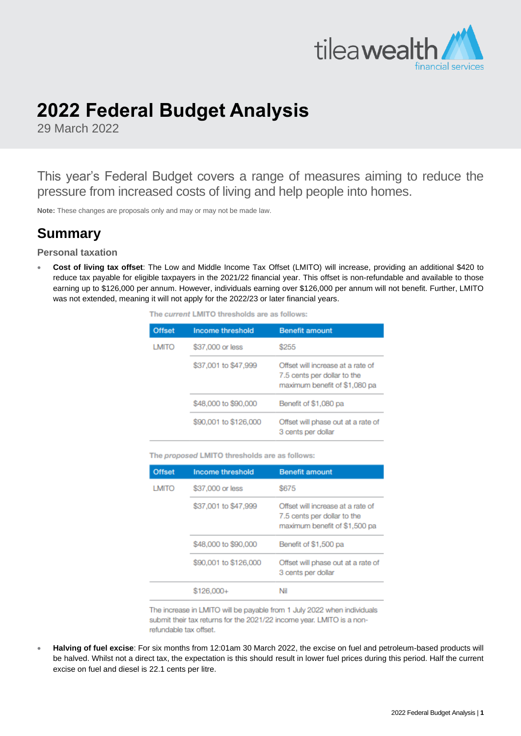# 2022 Federal Budget Analysis

29 March 2022

This year's Federal Budget covers a range of measures aiming to reduce the pressure from increased costs of living and help people into homes.

**Note:** These changes are proposals only and may or may not be made law.

## Summary

### Personal taxation

- **Cost of living tax offset**: The Low and Middle Income Tax Offset (LMITO) will increase, providing an additional $420 to reduce tax payable for eligible taxpayers in the 2021/22 financial year. This offset is non-refundable and available to those earning up to $126,000 per annum. However, individuals earning over $126,000 per annum will not benefit. Further, LMITO was not extended, meaning it will not apply for the 2022/23 or later financial years.

  The *current* LMITO thresholds are as follows:

  | Offset | Income threshold | Benefit amount |
  |---|---|---|
  | LMITO | $37,000 or less | $255 |
  | | $37,001 to $47,999 | Offset will increase at a rate of 7.5 cents per dollar to the maximum benefit of $1,080 pa |
  | | $48,000 to $90,000 | Benefit of $1,080 pa |
  | | $90,001 to $126,000 | Offset will phase out at a rate of 3 cents per dollar |

  The *proposed* LMITO thresholds are as follows:

  | Offset | Income threshold | Benefit amount |
  |---|---|---|
  | LMITO | $37,000 or less | $675 |
  | | $37,001 to $47,999 | Offset will increase at a rate of 7.5 cents per dollar to the maximum benefit of $1,500 pa |
  | | $48,000 to $90,000 | Benefit of $1,500 pa |
  | | $90,001 to $126,000 | Offset will phase out at a rate of 3 cents per dollar |
  | | $126,000+ | Nil |

  The increase in LMITO will be payable from 1 July 2022 when individuals submit their tax returns for the 2021/22 income year. LMITO is a non-refundable tax offset.

- **Halving of fuel excise**: For six months from 12:01am 30 March 2022, the excise on fuel and petroleum-based products will be halved. Whilst not a direct tax, the expectation is this should result in lower fuel prices during this period. Half the current excise on fuel and diesel is 22.1 cents per litre.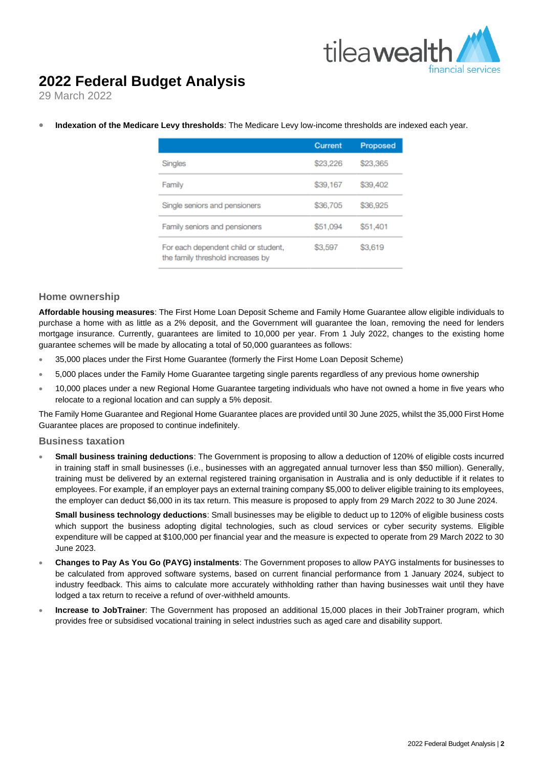# 2022 Federal Budget Analysis

29 March 2022

- **Indexation of the Medicare Levy thresholds**: The Medicare Levy low-income thresholds are indexed each year.

| | Current | Proposed |
|---|---|---|
| Singles | $23,226 | $23,365 |
| Family | $39,167 | $39,402 |
| Single seniors and pensioners | $36,705 | $36,925 |
| Family seniors and pensioners | $51,094 | $51,401 |
| For each dependent child or student, the family threshold increases by | $3,597 | $3,619 |

## Home ownership

**Affordable housing measures**: The First Home Loan Deposit Scheme and Family Home Guarantee allow eligible individuals to purchase a home with as little as a 2% deposit, and the Government will guarantee the loan, removing the need for lenders mortgage insurance. Currently, guarantees are limited to 10,000 per year. From 1 July 2022, changes to the existing home guarantee schemes will be made by allocating a total of 50,000 guarantees as follows:

- 35,000 places under the First Home Guarantee (formerly the First Home Loan Deposit Scheme)
- 5,000 places under the Family Home Guarantee targeting single parents regardless of any previous home ownership
- 10,000 places under a new Regional Home Guarantee targeting individuals who have not owned a home in five years who relocate to a regional location and can supply a 5% deposit.

The Family Home Guarantee and Regional Home Guarantee places are provided until 30 June 2025, whilst the 35,000 First Home Guarantee places are proposed to continue indefinitely.

## Business taxation

- **Small business training deductions**: The Government is proposing to allow a deduction of 120% of eligible costs incurred in training staff in small businesses (i.e., businesses with an aggregated annual turnover less than $50 million). Generally, training must be delivered by an external registered training organisation in Australia and is only deductible if it relates to employees. For example, if an employer pays an external training company $5,000 to deliver eligible training to its employees, the employer can deduct $6,000 in its tax return. This measure is proposed to apply from 29 March 2022 to 30 June 2024.

  **Small business technology deductions**: Small businesses may be eligible to deduct up to 120% of eligible business costs which support the business adopting digital technologies, such as cloud services or cyber security systems. Eligible expenditure will be capped at $100,000 per financial year and the measure is expected to operate from 29 March 2022 to 30 June 2023.

- **Changes to Pay As You Go (PAYG) instalments**: The Government proposes to allow PAYG instalments for businesses to be calculated from approved software systems, based on current financial performance from 1 January 2024, subject to industry feedback. This aims to calculate more accurately withholding rather than having businesses wait until they have lodged a tax return to receive a refund of over-withheld amounts.
- **Increase to JobTrainer**: The Government has proposed an additional 15,000 places in their JobTrainer program, which provides free or subsidised vocational training in select industries such as aged care and disability support.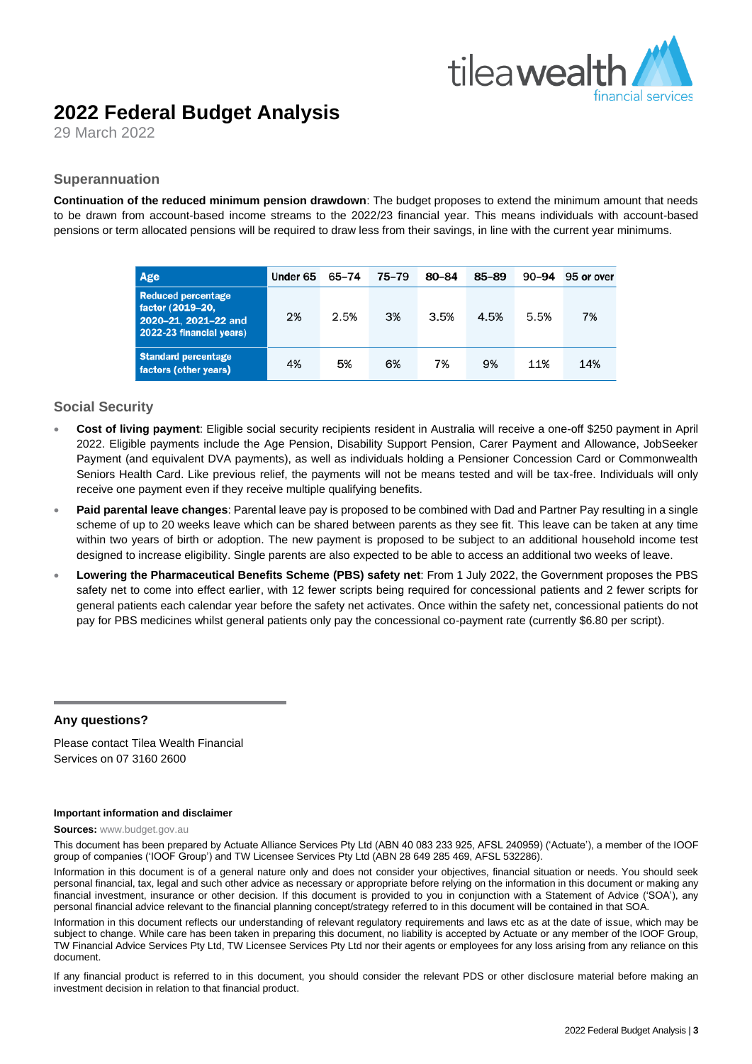# 2022 Federal Budget Analysis

29 March 2022

## Superannuation

**Continuation of the reduced minimum pension drawdown**: The budget proposes to extend the minimum amount that needs to be drawn from account-based income streams to the 2022/23 financial year. This means individuals with account-based pensions or term allocated pensions will be required to draw less from their savings, in line with the current year minimums.

| Age | Under 65 | 65–74 | 75–79 | 80–84 | 85–89 | 90–94 | 95 or over |
|---|---|---|---|---|---|---|---|
| Reduced percentage factor (2019–20, 2020–21, 2021–22 and 2022-23 financial years) | 2% | 2.5% | 3% | 3.5% | 4.5% | 5.5% | 7% |
| Standard percentage factors (other years) | 4% | 5% | 6% | 7% | 9% | 11% | 14% |

## Social Security

- **Cost of living payment**: Eligible social security recipients resident in Australia will receive a one-off $250 payment in April 2022. Eligible payments include the Age Pension, Disability Support Pension, Carer Payment and Allowance, JobSeeker Payment (and equivalent DVA payments), as well as individuals holding a Pensioner Concession Card or Commonwealth Seniors Health Card. Like previous relief, the payments will not be means tested and will be tax-free. Individuals will only receive one payment even if they receive multiple qualifying benefits.
- **Paid parental leave changes**: Parental leave pay is proposed to be combined with Dad and Partner Pay resulting in a single scheme of up to 20 weeks leave which can be shared between parents as they see fit. This leave can be taken at any time within two years of birth or adoption. The new payment is proposed to be subject to an additional household income test designed to increase eligibility. Single parents are also expected to be able to access an additional two weeks of leave.
- **Lowering the Pharmaceutical Benefits Scheme (PBS) safety net**: From 1 July 2022, the Government proposes the PBS safety net to come into effect earlier, with 12 fewer scripts being required for concessional patients and 2 fewer scripts for general patients each calendar year before the safety net activates. Once within the safety net, concessional patients do not pay for PBS medicines whilst general patients only pay the concessional co-payment rate (currently $6.80 per script).

### Any questions?

Please contact Tilea Wealth Financial Services on 07 3160 2600

#### Important information and disclaimer

**Sources:** www.budget.gov.au

This document has been prepared by Actuate Alliance Services Pty Ltd (ABN 40 083 233 925, AFSL 240959) ('Actuate'), a member of the IOOF group of companies ('IOOF Group') and TW Licensee Services Pty Ltd (ABN 28 649 285 469, AFSL 532286).

Information in this document is of a general nature only and does not consider your objectives, financial situation or needs. You should seek personal financial, tax, legal and such other advice as necessary or appropriate before relying on the information in this document or making any financial investment, insurance or other decision. If this document is provided to you in conjunction with a Statement of Advice ('SOA'), any personal financial advice relevant to the financial planning concept/strategy referred to in this document will be contained in that SOA.

Information in this document reflects our understanding of relevant regulatory requirements and laws etc as at the date of issue, which may be subject to change. While care has been taken in preparing this document, no liability is accepted by Actuate or any member of the IOOF Group, TW Financial Advice Services Pty Ltd, TW Licensee Services Pty Ltd nor their agents or employees for any loss arising from any reliance on this document.

If any financial product is referred to in this document, you should consider the relevant PDS or other disclosure material before making an investment decision in relation to that financial product.